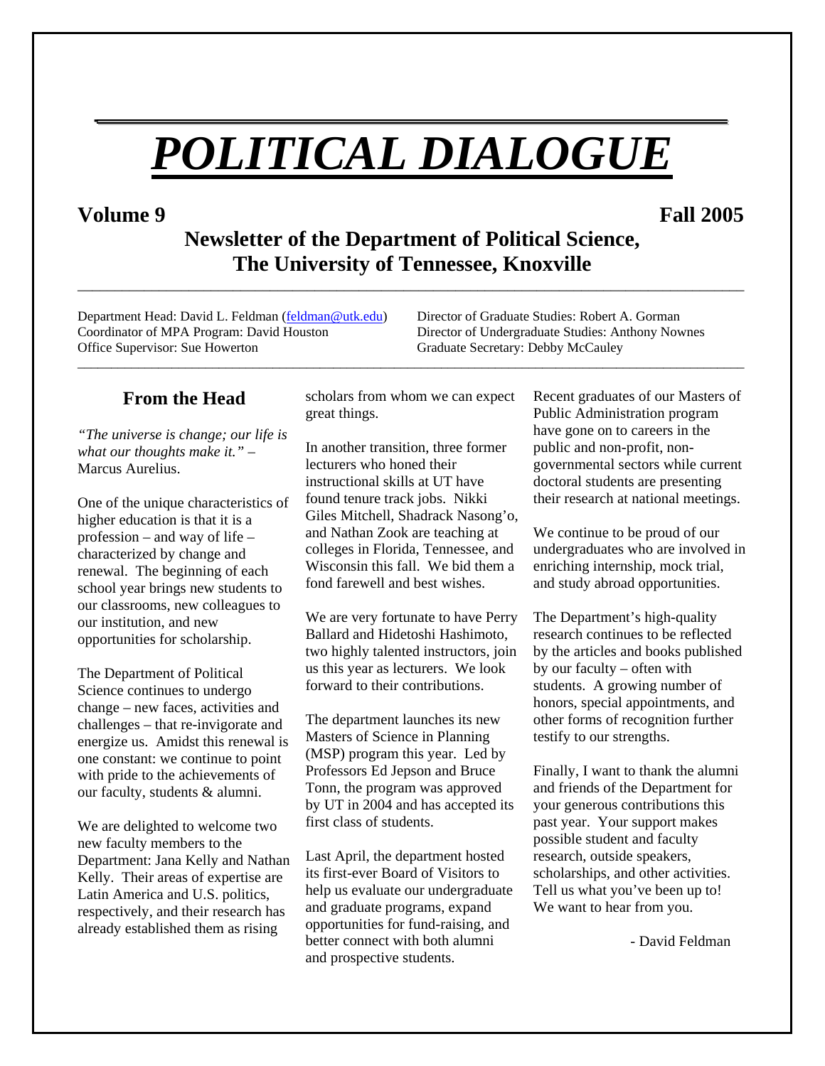# *POLITICAL DIALOGUE*

**Volume 9** **Fall 2005**

## Newsletter of the Department of Political Science, The University of Tennessee, Knoxville

Department Head: David L. Feldman (feldman@utk.edu)
Coordinator of MPA Program: David Houston
Office Supervisor: Sue Howerton

Director of Graduate Studies: Robert A. Gorman
Director of Undergraduate Studies: Anthony Nownes
Graduate Secretary: Debby McCauley

### From the Head

*"The universe is change; our life is what our thoughts make it."* – Marcus Aurelius.

One of the unique characteristics of higher education is that it is a profession – and way of life – characterized by change and renewal. The beginning of each school year brings new students to our classrooms, new colleagues to our institution, and new opportunities for scholarship.

The Department of Political Science continues to undergo change – new faces, activities and challenges – that re-invigorate and energize us. Amidst this renewal is one constant: we continue to point with pride to the achievements of our faculty, students & alumni.

We are delighted to welcome two new faculty members to the Department: Jana Kelly and Nathan Kelly. Their areas of expertise are Latin America and U.S. politics, respectively, and their research has already established them as rising scholars from whom we can expect great things.

In another transition, three former lecturers who honed their instructional skills at UT have found tenure track jobs. Nikki Giles Mitchell, Shadrack Nasong'o, and Nathan Zook are teaching at colleges in Florida, Tennessee, and Wisconsin this fall. We bid them a fond farewell and best wishes.

We are very fortunate to have Perry Ballard and Hidetoshi Hashimoto, two highly talented instructors, join us this year as lecturers. We look forward to their contributions.

The department launches its new Masters of Science in Planning (MSP) program this year. Led by Professors Ed Jepson and Bruce Tonn, the program was approved by UT in 2004 and has accepted its first class of students.

Last April, the department hosted its first-ever Board of Visitors to help us evaluate our undergraduate and graduate programs, expand opportunities for fund-raising, and better connect with both alumni and prospective students.

Recent graduates of our Masters of Public Administration program have gone on to careers in the public and non-profit, non-governmental sectors while current doctoral students are presenting their research at national meetings.

We continue to be proud of our undergraduates who are involved in enriching internship, mock trial, and study abroad opportunities.

The Department's high-quality research continues to be reflected by the articles and books published by our faculty – often with students. A growing number of honors, special appointments, and other forms of recognition further testify to our strengths.

Finally, I want to thank the alumni and friends of the Department for your generous contributions this past year. Your support makes possible student and faculty research, outside speakers, scholarships, and other activities. Tell us what you've been up to! We want to hear from you.

- David Feldman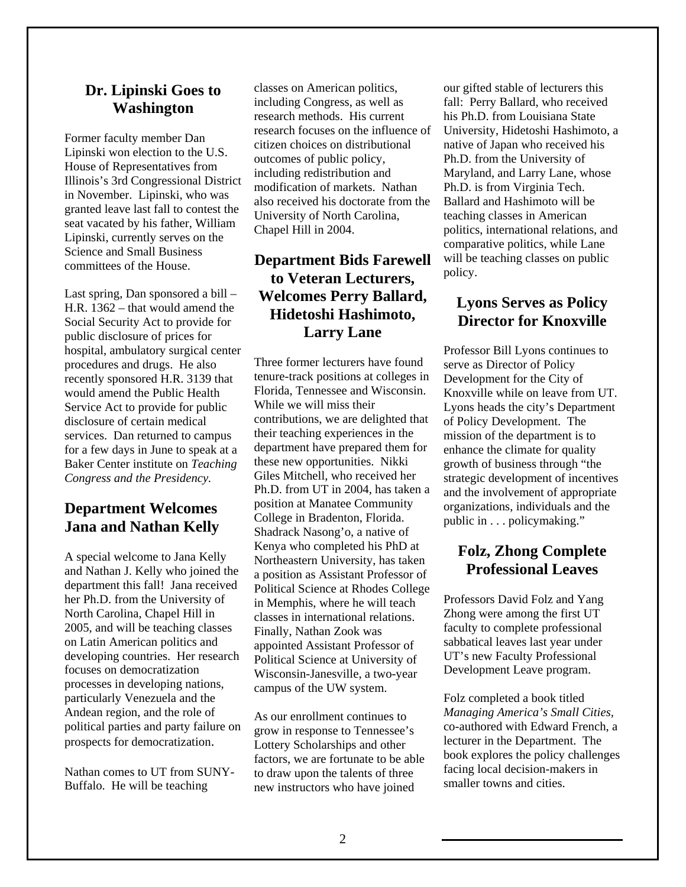## Dr. Lipinski Goes to Washington

Former faculty member Dan Lipinski won election to the U.S. House of Representatives from Illinois's 3rd Congressional District in November. Lipinski, who was granted leave last fall to contest the seat vacated by his father, William Lipinski, currently serves on the Science and Small Business committees of the House.

Last spring, Dan sponsored a bill – H.R. 1362 – that would amend the Social Security Act to provide for public disclosure of prices for hospital, ambulatory surgical center procedures and drugs. He also recently sponsored H.R. 3139 that would amend the Public Health Service Act to provide for public disclosure of certain medical services. Dan returned to campus for a few days in June to speak at a Baker Center institute on *Teaching Congress and the Presidency.*

## Department Welcomes Jana and Nathan Kelly

A special welcome to Jana Kelly and Nathan J. Kelly who joined the department this fall! Jana received her Ph.D. from the University of North Carolina, Chapel Hill in 2005, and will be teaching classes on Latin American politics and developing countries. Her research focuses on democratization processes in developing nations, particularly Venezuela and the Andean region, and the role of political parties and party failure on prospects for democratization.

Nathan comes to UT from SUNY-Buffalo. He will be teaching classes on American politics, including Congress, as well as research methods. His current research focuses on the influence of citizen choices on distributional outcomes of public policy, including redistribution and modification of markets. Nathan also received his doctorate from the University of North Carolina, Chapel Hill in 2004.

## Department Bids Farewell to Veteran Lecturers, Welcomes Perry Ballard, Hidetoshi Hashimoto, Larry Lane

Three former lecturers have found tenure-track positions at colleges in Florida, Tennessee and Wisconsin. While we will miss their contributions, we are delighted that their teaching experiences in the department have prepared them for these new opportunities. Nikki Giles Mitchell, who received her Ph.D. from UT in 2004, has taken a position at Manatee Community College in Bradenton, Florida. Shadrack Nasong'o, a native of Kenya who completed his PhD at Northeastern University, has taken a position as Assistant Professor of Political Science at Rhodes College in Memphis, where he will teach classes in international relations. Finally, Nathan Zook was appointed Assistant Professor of Political Science at University of Wisconsin-Janesville, a two-year campus of the UW system.

As our enrollment continues to grow in response to Tennessee's Lottery Scholarships and other factors, we are fortunate to be able to draw upon the talents of three new instructors who have joined our gifted stable of lecturers this fall: Perry Ballard, who received his Ph.D. from Louisiana State University, Hidetoshi Hashimoto, a native of Japan who received his Ph.D. from the University of Maryland, and Larry Lane, whose Ph.D. is from Virginia Tech. Ballard and Hashimoto will be teaching classes in American politics, international relations, and comparative politics, while Lane will be teaching classes on public policy.

## Lyons Serves as Policy Director for Knoxville

Professor Bill Lyons continues to serve as Director of Policy Development for the City of Knoxville while on leave from UT. Lyons heads the city's Department of Policy Development. The mission of the department is to enhance the climate for quality growth of business through "the strategic development of incentives and the involvement of appropriate organizations, individuals and the public in . . . policymaking."

## Folz, Zhong Complete Professional Leaves

Professors David Folz and Yang Zhong were among the first UT faculty to complete professional sabbatical leaves last year under UT's new Faculty Professional Development Leave program.

Folz completed a book titled *Managing America's Small Cities,* co-authored with Edward French, a lecturer in the Department. The book explores the policy challenges facing local decision-makers in smaller towns and cities.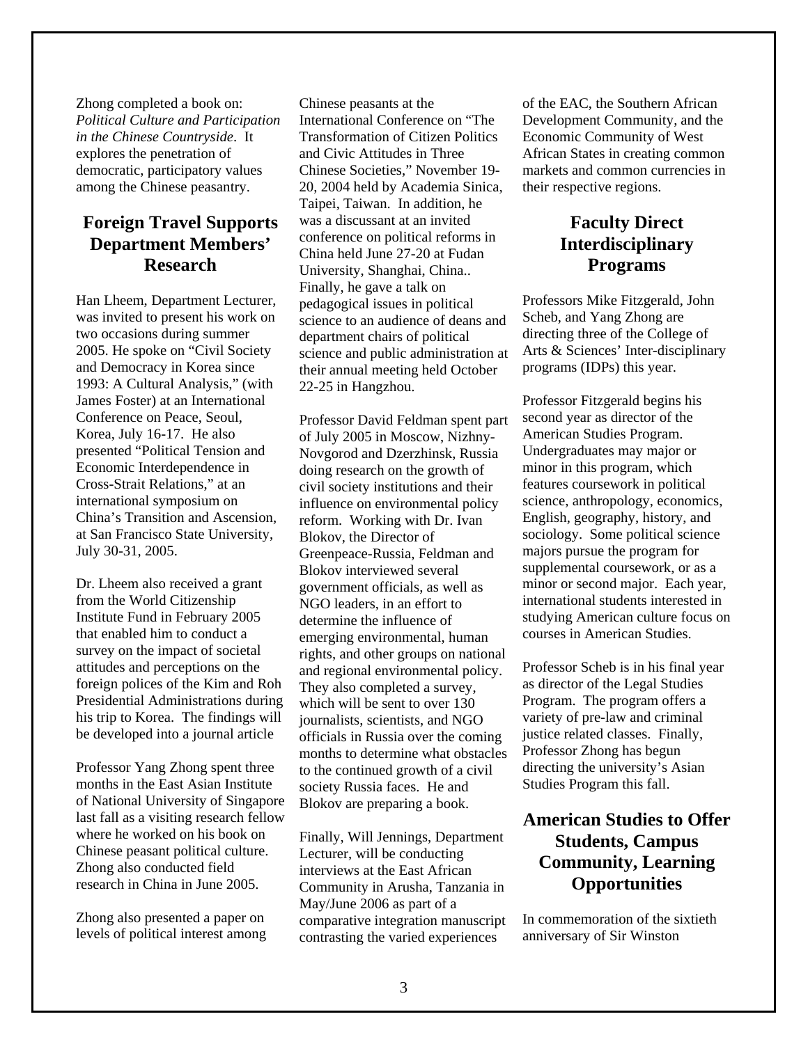Zhong completed a book on: *Political Culture and Participation in the Chinese Countryside*. It explores the penetration of democratic, participatory values among the Chinese peasantry.

## Foreign Travel Supports Department Members' Research

Han Lheem, Department Lecturer, was invited to present his work on two occasions during summer 2005. He spoke on "Civil Society and Democracy in Korea since 1993: A Cultural Analysis," (with James Foster) at an International Conference on Peace, Seoul, Korea, July 16-17. He also presented "Political Tension and Economic Interdependence in Cross-Strait Relations," at an international symposium on China's Transition and Ascension, at San Francisco State University, July 30-31, 2005.

Dr. Lheem also received a grant from the World Citizenship Institute Fund in February 2005 that enabled him to conduct a survey on the impact of societal attitudes and perceptions on the foreign polices of the Kim and Roh Presidential Administrations during his trip to Korea. The findings will be developed into a journal article

Professor Yang Zhong spent three months in the East Asian Institute of National University of Singapore last fall as a visiting research fellow where he worked on his book on Chinese peasant political culture. Zhong also conducted field research in China in June 2005.

Zhong also presented a paper on levels of political interest among Chinese peasants at the International Conference on "The Transformation of Citizen Politics and Civic Attitudes in Three Chinese Societies," November 19-20, 2004 held by Academia Sinica, Taipei, Taiwan. In addition, he was a discussant at an invited conference on political reforms in China held June 27-20 at Fudan University, Shanghai, China.. Finally, he gave a talk on pedagogical issues in political science to an audience of deans and department chairs of political science and public administration at their annual meeting held October 22-25 in Hangzhou.

Professor David Feldman spent part of July 2005 in Moscow, Nizhny-Novgorod and Dzerzhinsk, Russia doing research on the growth of civil society institutions and their influence on environmental policy reform. Working with Dr. Ivan Blokov, the Director of Greenpeace-Russia, Feldman and Blokov interviewed several government officials, as well as NGO leaders, in an effort to determine the influence of emerging environmental, human rights, and other groups on national and regional environmental policy. They also completed a survey, which will be sent to over 130 journalists, scientists, and NGO officials in Russia over the coming months to determine what obstacles to the continued growth of a civil society Russia faces. He and Blokov are preparing a book.

Finally, Will Jennings, Department Lecturer, will be conducting interviews at the East African Community in Arusha, Tanzania in May/June 2006 as part of a comparative integration manuscript contrasting the varied experiences of the EAC, the Southern African Development Community, and the Economic Community of West African States in creating common markets and common currencies in their respective regions.

## Faculty Direct Interdisciplinary Programs

Professors Mike Fitzgerald, John Scheb, and Yang Zhong are directing three of the College of Arts & Sciences' Inter-disciplinary programs (IDPs) this year.

Professor Fitzgerald begins his second year as director of the American Studies Program. Undergraduates may major or minor in this program, which features coursework in political science, anthropology, economics, English, geography, history, and sociology. Some political science majors pursue the program for supplemental coursework, or as a minor or second major. Each year, international students interested in studying American culture focus on courses in American Studies.

Professor Scheb is in his final year as director of the Legal Studies Program. The program offers a variety of pre-law and criminal justice related classes. Finally, Professor Zhong has begun directing the university's Asian Studies Program this fall.

## American Studies to Offer Students, Campus Community, Learning Opportunities

In commemoration of the sixtieth anniversary of Sir Winston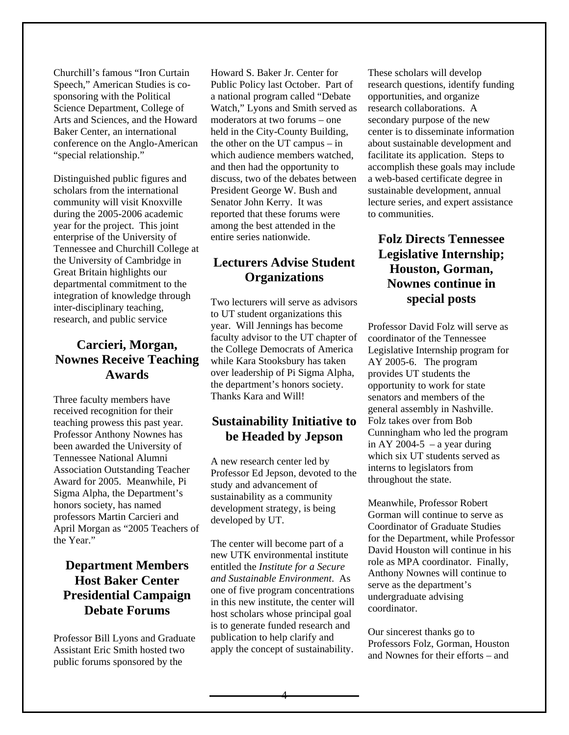Churchill's famous "Iron Curtain Speech," American Studies is co-sponsoring with the Political Science Department, College of Arts and Sciences, and the Howard Baker Center, an international conference on the Anglo-American "special relationship."

Distinguished public figures and scholars from the international community will visit Knoxville during the 2005-2006 academic year for the project. This joint enterprise of the University of Tennessee and Churchill College at the University of Cambridge in Great Britain highlights our departmental commitment to the integration of knowledge through inter-disciplinary teaching, research, and public service

## Carcieri, Morgan, Nownes Receive Teaching Awards

Three faculty members have received recognition for their teaching prowess this past year. Professor Anthony Nownes has been awarded the University of Tennessee National Alumni Association Outstanding Teacher Award for 2005. Meanwhile, Pi Sigma Alpha, the Department's honors society, has named professors Martin Carcieri and April Morgan as "2005 Teachers of the Year."

## Department Members Host Baker Center Presidential Campaign Debate Forums

Professor Bill Lyons and Graduate Assistant Eric Smith hosted two public forums sponsored by the Howard S. Baker Jr. Center for Public Policy last October. Part of a national program called "Debate Watch," Lyons and Smith served as moderators at two forums – one held in the City-County Building, the other on the UT campus – in which audience members watched, and then had the opportunity to discuss, two of the debates between President George W. Bush and Senator John Kerry. It was reported that these forums were among the best attended in the entire series nationwide.

## Lecturers Advise Student Organizations

Two lecturers will serve as advisors to UT student organizations this year. Will Jennings has become faculty advisor to the UT chapter of the College Democrats of America while Kara Stooksbury has taken over leadership of Pi Sigma Alpha, the department's honors society. Thanks Kara and Will!

## Sustainability Initiative to be Headed by Jepson

A new research center led by Professor Ed Jepson, devoted to the study and advancement of sustainability as a community development strategy, is being developed by UT.

The center will become part of a new UTK environmental institute entitled the *Institute for a Secure and Sustainable Environment*. As one of five program concentrations in this new institute, the center will host scholars whose principal goal is to generate funded research and publication to help clarify and apply the concept of sustainability. These scholars will develop research questions, identify funding opportunities, and organize research collaborations. A secondary purpose of the new center is to disseminate information about sustainable development and facilitate its application. Steps to accomplish these goals may include a web-based certificate degree in sustainable development, annual lecture series, and expert assistance to communities.

## Folz Directs Tennessee Legislative Internship; Houston, Gorman, Nownes continue in special posts

Professor David Folz will serve as coordinator of the Tennessee Legislative Internship program for AY 2005-6. The program provides UT students the opportunity to work for state senators and members of the general assembly in Nashville. Folz takes over from Bob Cunningham who led the program in AY 2004-5 – a year during which six UT students served as interns to legislators from throughout the state.

Meanwhile, Professor Robert Gorman will continue to serve as Coordinator of Graduate Studies for the Department, while Professor David Houston will continue in his role as MPA coordinator. Finally, Anthony Nownes will continue to serve as the department's undergraduate advising coordinator.

Our sincerest thanks go to Professors Folz, Gorman, Houston and Nownes for their efforts – and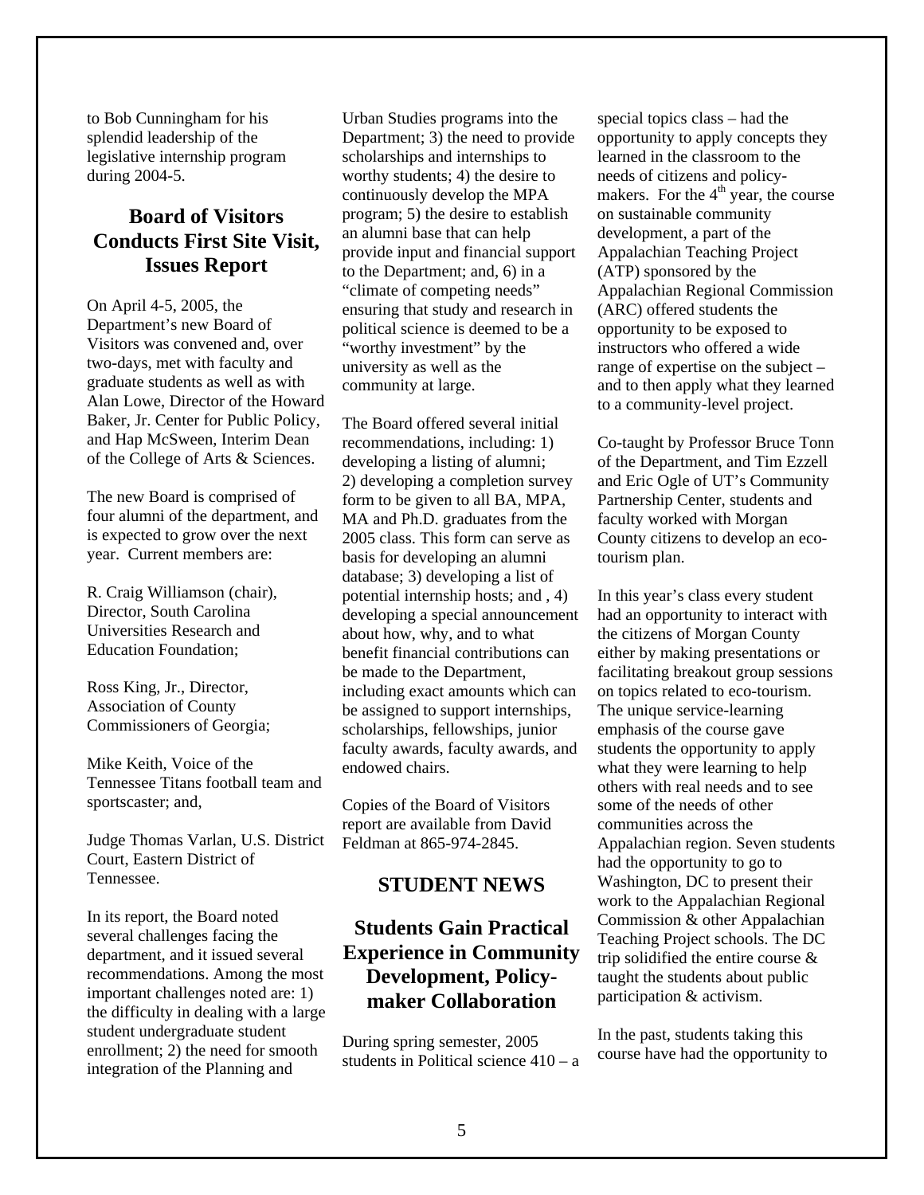to Bob Cunningham for his splendid leadership of the legislative internship program during 2004-5.

## Board of Visitors Conducts First Site Visit, Issues Report

On April 4-5, 2005, the Department's new Board of Visitors was convened and, over two-days, met with faculty and graduate students as well as with Alan Lowe, Director of the Howard Baker, Jr. Center for Public Policy, and Hap McSween, Interim Dean of the College of Arts & Sciences.

The new Board is comprised of four alumni of the department, and is expected to grow over the next year. Current members are:

R. Craig Williamson (chair), Director, South Carolina Universities Research and Education Foundation;

Ross King, Jr., Director, Association of County Commissioners of Georgia;

Mike Keith, Voice of the Tennessee Titans football team and sportscaster; and,

Judge Thomas Varlan, U.S. District Court, Eastern District of Tennessee.

In its report, the Board noted several challenges facing the department, and it issued several recommendations. Among the most important challenges noted are: 1) the difficulty in dealing with a large student undergraduate student enrollment; 2) the need for smooth integration of the Planning and Urban Studies programs into the Department; 3) the need to provide scholarships and internships to worthy students; 4) the desire to continuously develop the MPA program; 5) the desire to establish an alumni base that can help provide input and financial support to the Department; and, 6) in a "climate of competing needs" ensuring that study and research in political science is deemed to be a "worthy investment" by the university as well as the community at large.

The Board offered several initial recommendations, including: 1) developing a listing of alumni; 2) developing a completion survey form to be given to all BA, MPA, MA and Ph.D. graduates from the 2005 class. This form can serve as basis for developing an alumni database; 3) developing a list of potential internship hosts; and , 4) developing a special announcement about how, why, and to what benefit financial contributions can be made to the Department, including exact amounts which can be assigned to support internships, scholarships, fellowships, junior faculty awards, faculty awards, and endowed chairs.

Copies of the Board of Visitors report are available from David Feldman at 865-974-2845.

## STUDENT NEWS

## Students Gain Practical Experience in Community Development, Policy-maker Collaboration

During spring semester, 2005 students in Political science 410 – a special topics class – had the opportunity to apply concepts they learned in the classroom to the needs of citizens and policy-makers. For the 4th year, the course on sustainable community development, a part of the Appalachian Teaching Project (ATP) sponsored by the Appalachian Regional Commission (ARC) offered students the opportunity to be exposed to instructors who offered a wide range of expertise on the subject – and to then apply what they learned to a community-level project.

Co-taught by Professor Bruce Tonn of the Department, and Tim Ezzell and Eric Ogle of UT's Community Partnership Center, students and faculty worked with Morgan County citizens to develop an eco-tourism plan.

In this year's class every student had an opportunity to interact with the citizens of Morgan County either by making presentations or facilitating breakout group sessions on topics related to eco-tourism. The unique service-learning emphasis of the course gave students the opportunity to apply what they were learning to help others with real needs and to see some of the needs of other communities across the Appalachian region. Seven students had the opportunity to go to Washington, DC to present their work to the Appalachian Regional Commission & other Appalachian Teaching Project schools. The DC trip solidified the entire course & taught the students about public participation & activism.

In the past, students taking this course have had the opportunity to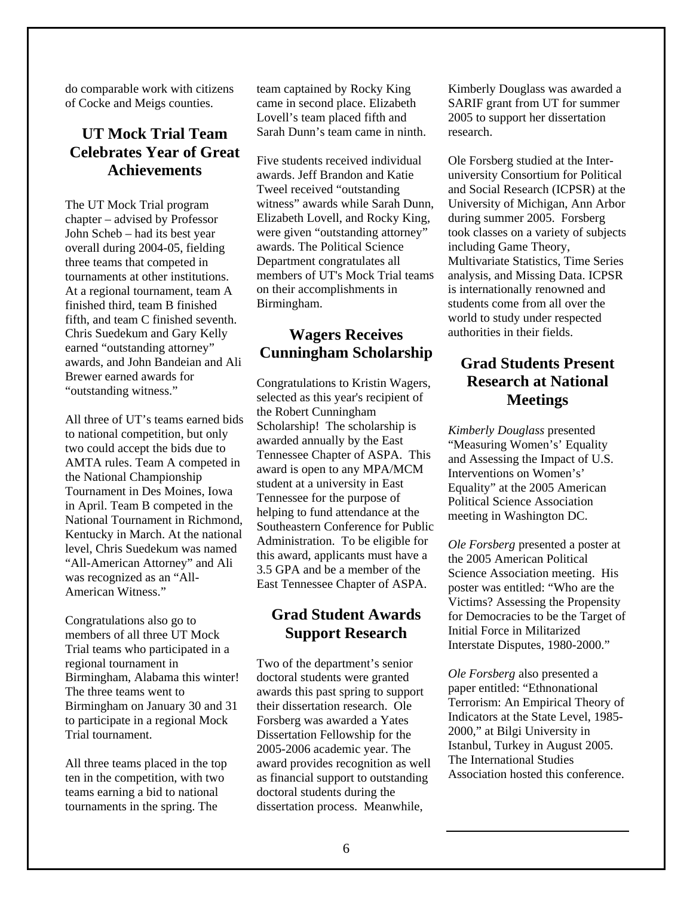do comparable work with citizens of Cocke and Meigs counties.

## UT Mock Trial Team Celebrates Year of Great Achievements

The UT Mock Trial program chapter – advised by Professor John Scheb – had its best year overall during 2004-05, fielding three teams that competed in tournaments at other institutions. At a regional tournament, team A finished third, team B finished fifth, and team C finished seventh. Chris Suedekum and Gary Kelly earned "outstanding attorney" awards, and John Bandeian and Ali Brewer earned awards for "outstanding witness."

All three of UT's teams earned bids to national competition, but only two could accept the bids due to AMTA rules. Team A competed in the National Championship Tournament in Des Moines, Iowa in April. Team B competed in the National Tournament in Richmond, Kentucky in March. At the national level, Chris Suedekum was named "All-American Attorney" and Ali was recognized as an "All-American Witness."

Congratulations also go to members of all three UT Mock Trial teams who participated in a regional tournament in Birmingham, Alabama this winter! The three teams went to Birmingham on January 30 and 31 to participate in a regional Mock Trial tournament.

All three teams placed in the top ten in the competition, with two teams earning a bid to national tournaments in the spring. The team captained by Rocky King came in second place. Elizabeth Lovell's team placed fifth and Sarah Dunn's team came in ninth.

Five students received individual awards. Jeff Brandon and Katie Tweel received "outstanding witness" awards while Sarah Dunn, Elizabeth Lovell, and Rocky King, were given "outstanding attorney" awards. The Political Science Department congratulates all members of UT's Mock Trial teams on their accomplishments in Birmingham.

## Wagers Receives Cunningham Scholarship

Congratulations to Kristin Wagers, selected as this year's recipient of the Robert Cunningham Scholarship! The scholarship is awarded annually by the East Tennessee Chapter of ASPA. This award is open to any MPA/MCM student at a university in East Tennessee for the purpose of helping to fund attendance at the Southeastern Conference for Public Administration. To be eligible for this award, applicants must have a 3.5 GPA and be a member of the East Tennessee Chapter of ASPA.

## Grad Student Awards Support Research

Two of the department's senior doctoral students were granted awards this past spring to support their dissertation research. Ole Forsberg was awarded a Yates Dissertation Fellowship for the 2005-2006 academic year. The award provides recognition as well as financial support to outstanding doctoral students during the dissertation process. Meanwhile, Kimberly Douglass was awarded a SARIF grant from UT for summer 2005 to support her dissertation research.

Ole Forsberg studied at the Inter-university Consortium for Political and Social Research (ICPSR) at the University of Michigan, Ann Arbor during summer 2005. Forsberg took classes on a variety of subjects including Game Theory, Multivariate Statistics, Time Series analysis, and Missing Data. ICPSR is internationally renowned and students come from all over the world to study under respected authorities in their fields.

## Grad Students Present Research at National Meetings

*Kimberly Douglass* presented "Measuring Women's' Equality and Assessing the Impact of U.S. Interventions on Women's' Equality" at the 2005 American Political Science Association meeting in Washington DC.

*Ole Forsberg* presented a poster at the 2005 American Political Science Association meeting. His poster was entitled: "Who are the Victims? Assessing the Propensity for Democracies to be the Target of Initial Force in Militarized Interstate Disputes, 1980-2000."

*Ole Forsberg* also presented a paper entitled: "Ethnonational Terrorism: An Empirical Theory of Indicators at the State Level, 1985-2000," at Bilgi University in Istanbul, Turkey in August 2005. The International Studies Association hosted this conference.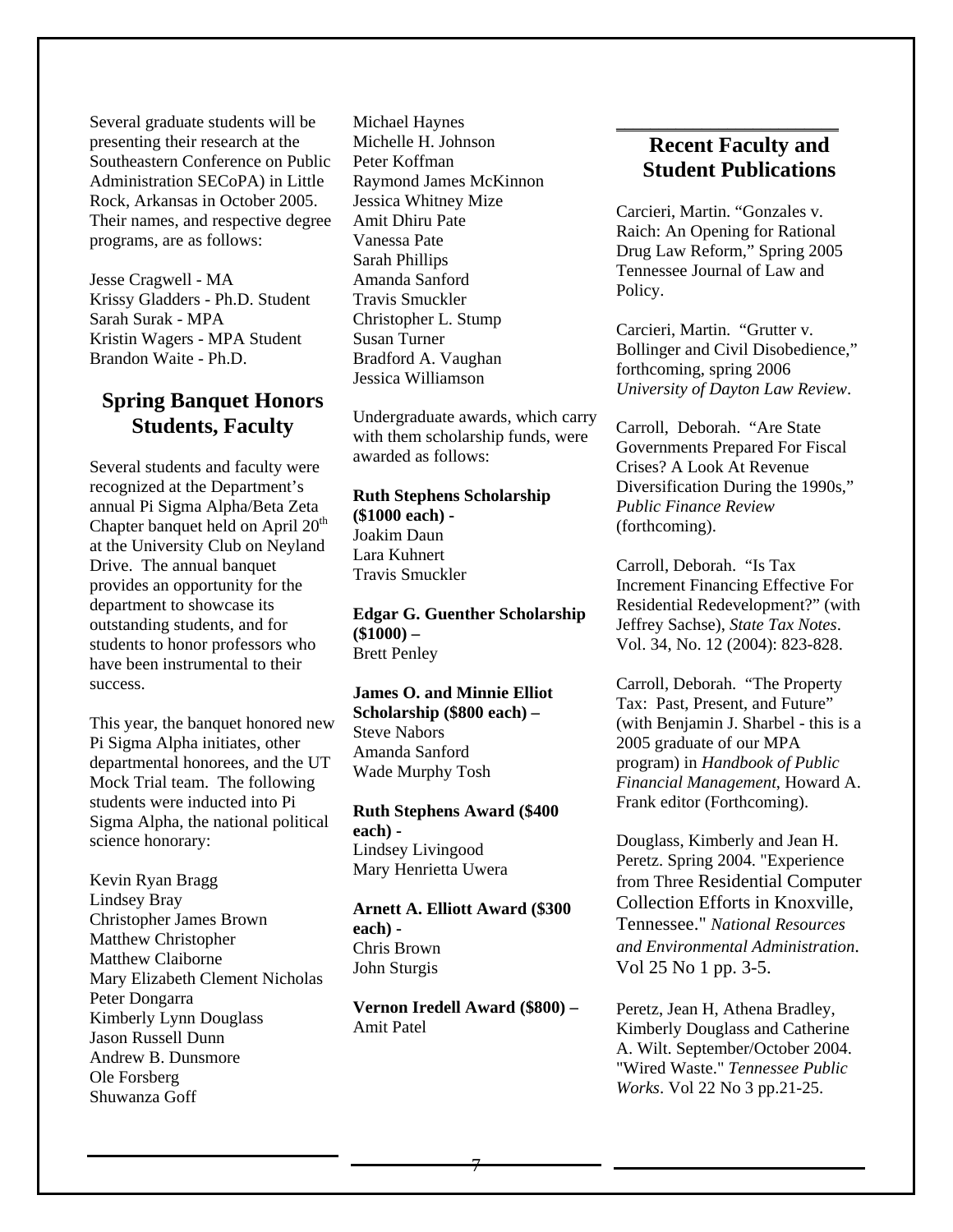Several graduate students will be presenting their research at the Southeastern Conference on Public Administration SECoPA) in Little Rock, Arkansas in October 2005. Their names, and respective degree programs, are as follows:

Jesse Cragwell - MA
Krissy Gladders - Ph.D. Student
Sarah Surak - MPA
Kristin Wagers - MPA Student
Brandon Waite - Ph.D.

## Spring Banquet Honors Students, Faculty

Several students and faculty were recognized at the Department's annual Pi Sigma Alpha/Beta Zeta Chapter banquet held on April 20th at the University Club on Neyland Drive. The annual banquet provides an opportunity for the department to showcase its outstanding students, and for students to honor professors who have been instrumental to their success.

This year, the banquet honored new Pi Sigma Alpha initiates, other departmental honorees, and the UT Mock Trial team. The following students were inducted into Pi Sigma Alpha, the national political science honorary:

Kevin Ryan Bragg
Lindsey Bray
Christopher James Brown
Matthew Christopher
Matthew Claiborne
Mary Elizabeth Clement Nicholas
Peter Dongarra
Kimberly Lynn Douglass
Jason Russell Dunn
Andrew B. Dunsmore
Ole Forsberg
Shuwanza Goff
Michael Haynes
Michelle H. Johnson
Peter Koffman
Raymond James McKinnon
Jessica Whitney Mize
Amit Dhiru Pate
Vanessa Pate
Sarah Phillips
Amanda Sanford
Travis Smuckler
Christopher L. Stump
Susan Turner
Bradford A. Vaughan
Jessica Williamson

Undergraduate awards, which carry with them scholarship funds, were awarded as follows:

**Ruth Stephens Scholarship ($1000 each) -**
Joakim Daun
Lara Kuhnert
Travis Smuckler

**Edgar G. Guenther Scholarship ($1000) –**
Brett Penley

**James O. and Minnie Elliot Scholarship ($800 each) –**
Steve Nabors
Amanda Sanford
Wade Murphy Tosh

**Ruth Stephens Award ($400 each) -**
Lindsey Livingood
Mary Henrietta Uwera

**Arnett A. Elliott Award ($300 each) -**
Chris Brown
John Sturgis

**Vernon Iredell Award ($800) –**
Amit Patel

## Recent Faculty and Student Publications

Carcieri, Martin. "Gonzales v. Raich: An Opening for Rational Drug Law Reform," Spring 2005 Tennessee Journal of Law and Policy.

Carcieri, Martin. "Grutter v. Bollinger and Civil Disobedience," forthcoming, spring 2006 *University of Dayton Law Review*.

Carroll, Deborah. "Are State Governments Prepared For Fiscal Crises? A Look At Revenue Diversification During the 1990s," *Public Finance Review* (forthcoming).

Carroll, Deborah. "Is Tax Increment Financing Effective For Residential Redevelopment?" (with Jeffrey Sachse), *State Tax Notes*. Vol. 34, No. 12 (2004): 823-828.

Carroll, Deborah. "The Property Tax: Past, Present, and Future" (with Benjamin J. Sharbel - this is a 2005 graduate of our MPA program) in *Handbook of Public Financial Management*, Howard A. Frank editor (Forthcoming).

Douglass, Kimberly and Jean H. Peretz. Spring 2004. "Experience from Three Residential Computer Collection Efforts in Knoxville, Tennessee." *National Resources and Environmental Administration*. Vol 25 No 1 pp. 3-5.

Peretz, Jean H, Athena Bradley, Kimberly Douglass and Catherine A. Wilt. September/October 2004. "Wired Waste." *Tennessee Public Works*. Vol 22 No 3 pp.21-25.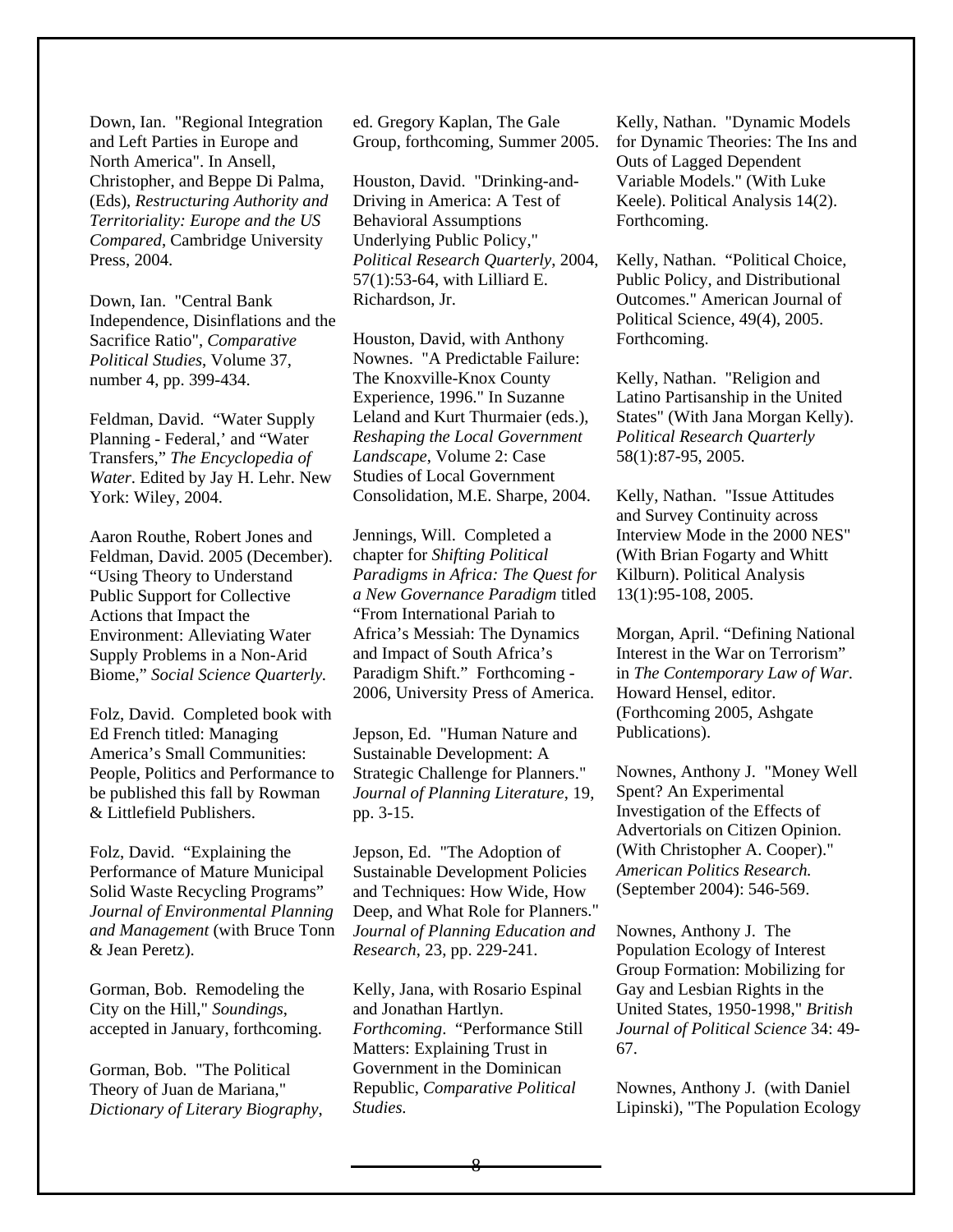Down, Ian. "Regional Integration and Left Parties in Europe and North America". In Ansell, Christopher, and Beppe Di Palma, (Eds), *Restructuring Authority and Territoriality: Europe and the US Compared*, Cambridge University Press, 2004.

Down, Ian. "Central Bank Independence, Disinflations and the Sacrifice Ratio", *Comparative Political Studies*, Volume 37, number 4, pp. 399-434.

Feldman, David. "Water Supply Planning - Federal,' and "Water Transfers," *The Encyclopedia of Water*. Edited by Jay H. Lehr. New York: Wiley, 2004.

Aaron Routhe, Robert Jones and Feldman, David. 2005 (December). "Using Theory to Understand Public Support for Collective Actions that Impact the Environment: Alleviating Water Supply Problems in a Non-Arid Biome," *Social Science Quarterly.*

Folz, David. Completed book with Ed French titled: Managing America's Small Communities: People, Politics and Performance to be published this fall by Rowman & Littlefield Publishers.

Folz, David. "Explaining the Performance of Mature Municipal Solid Waste Recycling Programs" *Journal of Environmental Planning and Management* (with Bruce Tonn & Jean Peretz).

Gorman, Bob. Remodeling the City on the Hill," *Soundings*, accepted in January, forthcoming.

Gorman, Bob. "The Political Theory of Juan de Mariana," *Dictionary of Literary Biography*, ed. Gregory Kaplan, The Gale Group, forthcoming, Summer 2005.

Houston, David. "Drinking-and-Driving in America: A Test of Behavioral Assumptions Underlying Public Policy," *Political Research Quarterly*, 2004, 57(1):53-64, with Lilliard E. Richardson, Jr.

Houston, David, with Anthony Nownes. "A Predictable Failure: The Knoxville-Knox County Experience, 1996." In Suzanne Leland and Kurt Thurmaier (eds.), *Reshaping the Local Government Landscape*, Volume 2: Case Studies of Local Government Consolidation, M.E. Sharpe, 2004.

Jennings, Will. Completed a chapter for *Shifting Political Paradigms in Africa: The Quest for a New Governance Paradigm* titled "From International Pariah to Africa's Messiah: The Dynamics and Impact of South Africa's Paradigm Shift." Forthcoming - 2006, University Press of America.

Jepson, Ed. "Human Nature and Sustainable Development: A Strategic Challenge for Planners." *Journal of Planning Literature*, 19, pp. 3-15.

Jepson, Ed. "The Adoption of Sustainable Development Policies and Techniques: How Wide, How Deep, and What Role for Planners." *Journal of Planning Education and Research*, 23, pp. 229-241.

Kelly, Jana, with Rosario Espinal and Jonathan Hartlyn. *Forthcoming*. "Performance Still Matters: Explaining Trust in Government in the Dominican Republic, *Comparative Political Studies.*

Kelly, Nathan. "Dynamic Models for Dynamic Theories: The Ins and Outs of Lagged Dependent Variable Models." (With Luke Keele). Political Analysis 14(2). Forthcoming.

Kelly, Nathan. "Political Choice, Public Policy, and Distributional Outcomes." American Journal of Political Science, 49(4), 2005. Forthcoming.

Kelly, Nathan. "Religion and Latino Partisanship in the United States" (With Jana Morgan Kelly). *Political Research Quarterly* 58(1):87-95, 2005.

Kelly, Nathan. "Issue Attitudes and Survey Continuity across Interview Mode in the 2000 NES" (With Brian Fogarty and Whitt Kilburn). Political Analysis 13(1):95-108, 2005.

Morgan, April. "Defining National Interest in the War on Terrorism" in *The Contemporary Law of War*. Howard Hensel, editor. (Forthcoming 2005, Ashgate Publications).

Nownes, Anthony J. "Money Well Spent? An Experimental Investigation of the Effects of Advertorials on Citizen Opinion. (With Christopher A. Cooper)." *American Politics Research.* (September 2004): 546-569.

Nownes, Anthony J. The Population Ecology of Interest Group Formation: Mobilizing for Gay and Lesbian Rights in the United States, 1950-1998," *British Journal of Political Science* 34: 49-67.

Nownes, Anthony J. (with Daniel Lipinski), "The Population Ecology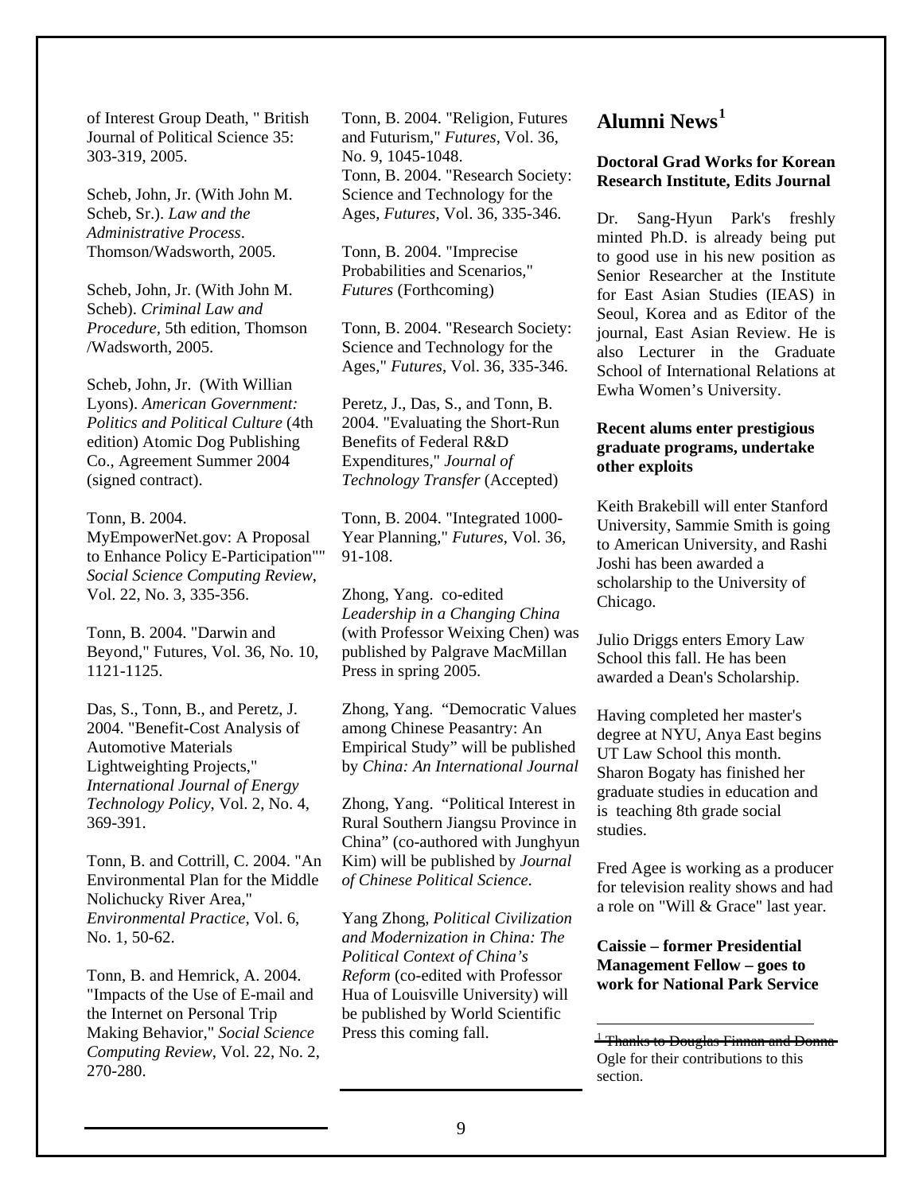of Interest Group Death, " British Journal of Political Science 35: 303-319, 2005.

Scheb, John, Jr. (With John M. Scheb, Sr.). *Law and the Administrative Process*. Thomson/Wadsworth, 2005.

Scheb, John, Jr. (With John M. Scheb). *Criminal Law and Procedure*, 5th edition, Thomson /Wadsworth, 2005.

Scheb, John, Jr. (With Willian Lyons). *American Government: Politics and Political Culture* (4th edition) Atomic Dog Publishing Co., Agreement Summer 2004 (signed contract).

Tonn, B. 2004. MyEmpowerNet.gov: A Proposal to Enhance Policy E-Participation"" *Social Science Computing Review*, Vol. 22, No. 3, 335-356.

Tonn, B. 2004. "Darwin and Beyond," Futures, Vol. 36, No. 10, 1121-1125.

Das, S., Tonn, B., and Peretz, J. 2004. "Benefit-Cost Analysis of Automotive Materials Lightweighting Projects," *International Journal of Energy Technology Policy*, Vol. 2, No. 4, 369-391.

Tonn, B. and Cottrill, C. 2004. "An Environmental Plan for the Middle Nolichucky River Area," *Environmental Practice*, Vol. 6, No. 1, 50-62.

Tonn, B. and Hemrick, A. 2004. "Impacts of the Use of E-mail and the Internet on Personal Trip Making Behavior," *Social Science Computing Review*, Vol. 22, No. 2, 270-280.

Tonn, B. 2004. "Religion, Futures and Futurism," *Futures*, Vol. 36, No. 9, 1045-1048.
Tonn, B. 2004. "Research Society: Science and Technology for the Ages, *Futures*, Vol. 36, 335-346.

Tonn, B. 2004. "Imprecise Probabilities and Scenarios," *Futures* (Forthcoming)

Tonn, B. 2004. "Research Society: Science and Technology for the Ages," *Futures*, Vol. 36, 335-346.

Peretz, J., Das, S., and Tonn, B. 2004. "Evaluating the Short-Run Benefits of Federal R&D Expenditures," *Journal of Technology Transfer* (Accepted)

Tonn, B. 2004. "Integrated 1000-Year Planning," *Futures*, Vol. 36, 91-108.

Zhong, Yang. co-edited *Leadership in a Changing China* (with Professor Weixing Chen) was published by Palgrave MacMillan Press in spring 2005.

Zhong, Yang. "Democratic Values among Chinese Peasantry: An Empirical Study" will be published by *China: An International Journal*

Zhong, Yang. "Political Interest in Rural Southern Jiangsu Province in China" (co-authored with Junghyun Kim) will be published by *Journal of Chinese Political Science*.

Yang Zhong, *Political Civilization and Modernization in China: The Political Context of China's Reform* (co-edited with Professor Hua of Louisville University) will be published by World Scientific Press this coming fall.

# Alumni News[1]

**Doctoral Grad Works for Korean Research Institute, Edits Journal**

Dr. Sang-Hyun Park's freshly minted Ph.D. is already being put to good use in his new position as Senior Researcher at the Institute for East Asian Studies (IEAS) in Seoul, Korea and as Editor of the journal, East Asian Review. He is also Lecturer in the Graduate School of International Relations at Ewha Women's University.

**Recent alums enter prestigious graduate programs, undertake other exploits**

Keith Brakebill will enter Stanford University, Sammie Smith is going to American University, and Rashi Joshi has been awarded a scholarship to the University of Chicago.

Julio Driggs enters Emory Law School this fall. He has been awarded a Dean's Scholarship.

Having completed her master's degree at NYU, Anya East begins UT Law School this month. Sharon Bogaty has finished her graduate studies in education and is teaching 8th grade social studies.

Fred Agee is working as a producer for television reality shows and had a role on "Will & Grace" last year.

**Caissie – former Presidential Management Fellow – goes to work for National Park Service**

[1] Thanks to Douglas Finnan and Donna Ogle for their contributions to this section.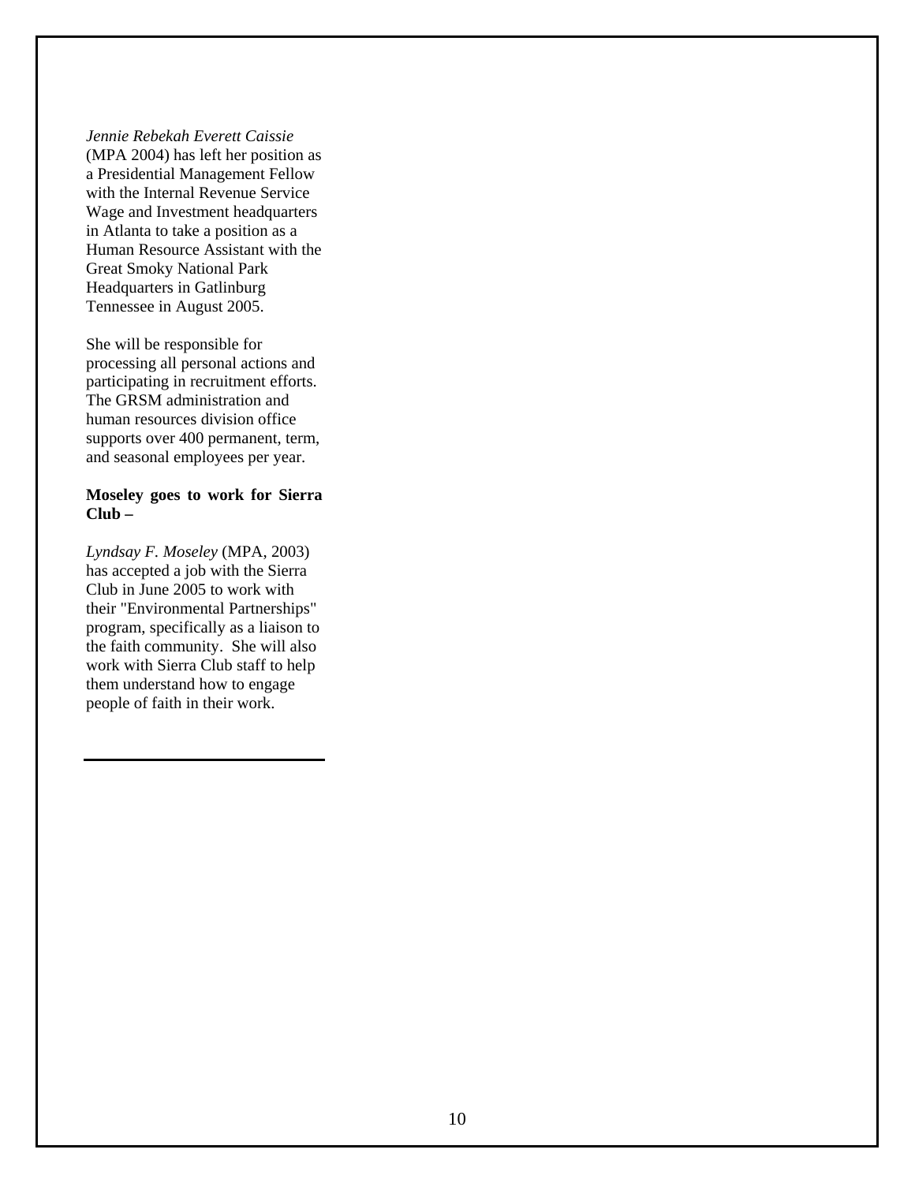*Jennie Rebekah Everett Caissie* (MPA 2004) has left her position as a Presidential Management Fellow with the Internal Revenue Service Wage and Investment headquarters in Atlanta to take a position as a Human Resource Assistant with the Great Smoky National Park Headquarters in Gatlinburg Tennessee in August 2005.

She will be responsible for processing all personal actions and participating in recruitment efforts. The GRSM administration and human resources division office supports over 400 permanent, term, and seasonal employees per year.

**Moseley goes to work for Sierra Club –**

*Lyndsay F. Moseley* (MPA, 2003) has accepted a job with the Sierra Club in June 2005 to work with their "Environmental Partnerships" program, specifically as a liaison to the faith community. She will also work with Sierra Club staff to help them understand how to engage people of faith in their work.

---